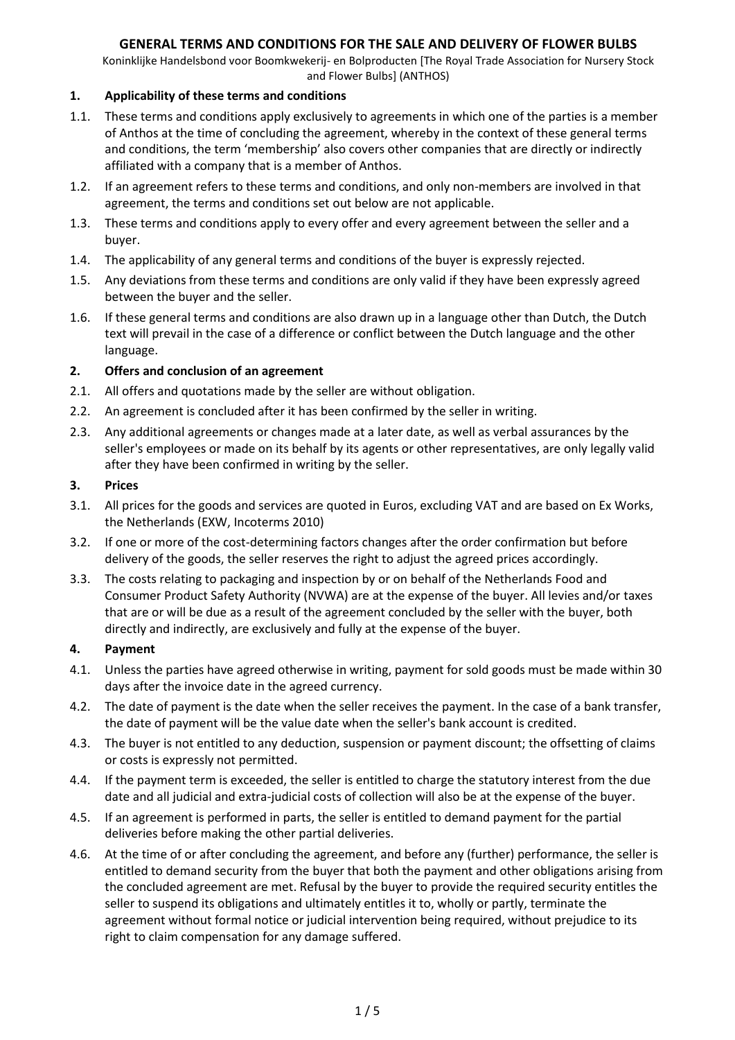# GENERAL TERMS AND CONDITIONS FOR THE SALE AND DELIVERY OF FLOWER BULBS

Koninklijke Handelsbond voor Boomkwekerij- en Bolproducten [The Royal Trade Association for Nursery Stock and Flower Bulbs] (ANTHOS)

## 1. Applicability of these terms and conditions

1.1. These terms and conditions apply exclusively to agreements in which one of the parties is a member of Anthos at the time of concluding the agreement, whereby in the context of these general terms and conditions, the term 'membership' also covers other companies that are directly or indirectly affiliated with a company that is a member of Anthos.

1.2. If an agreement refers to these terms and conditions, and only non-members are involved in that agreement, the terms and conditions set out below are not applicable.

1.3. These terms and conditions apply to every offer and every agreement between the seller and a buyer.

1.4. The applicability of any general terms and conditions of the buyer is expressly rejected.

1.5. Any deviations from these terms and conditions are only valid if they have been expressly agreed between the buyer and the seller.

1.6. If these general terms and conditions are also drawn up in a language other than Dutch, the Dutch text will prevail in the case of a difference or conflict between the Dutch language and the other language.

## 2. Offers and conclusion of an agreement

2.1. All offers and quotations made by the seller are without obligation.

2.2. An agreement is concluded after it has been confirmed by the seller in writing.

2.3. Any additional agreements or changes made at a later date, as well as verbal assurances by the seller's employees or made on its behalf by its agents or other representatives, are only legally valid after they have been confirmed in writing by the seller.

## 3. Prices

3.1. All prices for the goods and services are quoted in Euros, excluding VAT and are based on Ex Works, the Netherlands (EXW, Incoterms 2010)

3.2. If one or more of the cost-determining factors changes after the order confirmation but before delivery of the goods, the seller reserves the right to adjust the agreed prices accordingly.

3.3. The costs relating to packaging and inspection by or on behalf of the Netherlands Food and Consumer Product Safety Authority (NVWA) are at the expense of the buyer. All levies and/or taxes that are or will be due as a result of the agreement concluded by the seller with the buyer, both directly and indirectly, are exclusively and fully at the expense of the buyer.

## 4. Payment

4.1. Unless the parties have agreed otherwise in writing, payment for sold goods must be made within 30 days after the invoice date in the agreed currency.

4.2. The date of payment is the date when the seller receives the payment. In the case of a bank transfer, the date of payment will be the value date when the seller's bank account is credited.

4.3. The buyer is not entitled to any deduction, suspension or payment discount; the offsetting of claims or costs is expressly not permitted.

4.4. If the payment term is exceeded, the seller is entitled to charge the statutory interest from the due date and all judicial and extra-judicial costs of collection will also be at the expense of the buyer.

4.5. If an agreement is performed in parts, the seller is entitled to demand payment for the partial deliveries before making the other partial deliveries.

4.6. At the time of or after concluding the agreement, and before any (further) performance, the seller is entitled to demand security from the buyer that both the payment and other obligations arising from the concluded agreement are met. Refusal by the buyer to provide the required security entitles the seller to suspend its obligations and ultimately entitles it to, wholly or partly, terminate the agreement without formal notice or judicial intervention being required, without prejudice to its right to claim compensation for any damage suffered.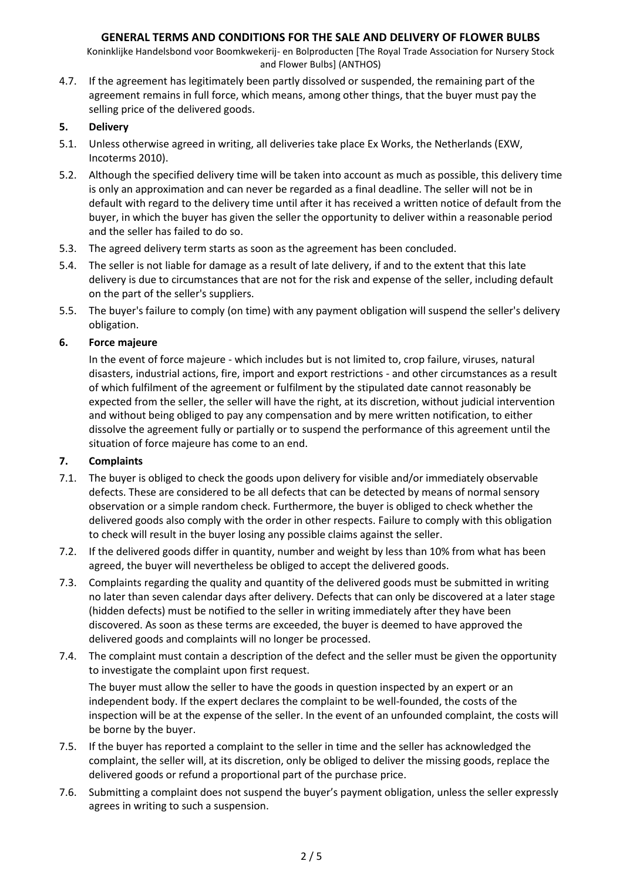4.7. If the agreement has legitimately been partly dissolved or suspended, the remaining part of the agreement remains in full force, which means, among other things, that the buyer must pay the selling price of the delivered goods.

## 5. Delivery

5.1. Unless otherwise agreed in writing, all deliveries take place Ex Works, the Netherlands (EXW, Incoterms 2010).

5.2. Although the specified delivery time will be taken into account as much as possible, this delivery time is only an approximation and can never be regarded as a final deadline. The seller will not be in default with regard to the delivery time until after it has received a written notice of default from the buyer, in which the buyer has given the seller the opportunity to deliver within a reasonable period and the seller has failed to do so.

5.3. The agreed delivery term starts as soon as the agreement has been concluded.

5.4. The seller is not liable for damage as a result of late delivery, if and to the extent that this late delivery is due to circumstances that are not for the risk and expense of the seller, including default on the part of the seller's suppliers.

5.5. The buyer's failure to comply (on time) with any payment obligation will suspend the seller's delivery obligation.

## 6. Force majeure

In the event of force majeure - which includes but is not limited to, crop failure, viruses, natural disasters, industrial actions, fire, import and export restrictions - and other circumstances as a result of which fulfilment of the agreement or fulfilment by the stipulated date cannot reasonably be expected from the seller, the seller will have the right, at its discretion, without judicial intervention and without being obliged to pay any compensation and by mere written notification, to either dissolve the agreement fully or partially or to suspend the performance of this agreement until the situation of force majeure has come to an end.

## 7. Complaints

7.1. The buyer is obliged to check the goods upon delivery for visible and/or immediately observable defects. These are considered to be all defects that can be detected by means of normal sensory observation or a simple random check. Furthermore, the buyer is obliged to check whether the delivered goods also comply with the order in other respects. Failure to comply with this obligation to check will result in the buyer losing any possible claims against the seller.

7.2. If the delivered goods differ in quantity, number and weight by less than 10% from what has been agreed, the buyer will nevertheless be obliged to accept the delivered goods.

7.3. Complaints regarding the quality and quantity of the delivered goods must be submitted in writing no later than seven calendar days after delivery. Defects that can only be discovered at a later stage (hidden defects) must be notified to the seller in writing immediately after they have been discovered. As soon as these terms are exceeded, the buyer is deemed to have approved the delivered goods and complaints will no longer be processed.

7.4. The complaint must contain a description of the defect and the seller must be given the opportunity to investigate the complaint upon first request.

The buyer must allow the seller to have the goods in question inspected by an expert or an independent body. If the expert declares the complaint to be well-founded, the costs of the inspection will be at the expense of the seller. In the event of an unfounded complaint, the costs will be borne by the buyer.

7.5. If the buyer has reported a complaint to the seller in time and the seller has acknowledged the complaint, the seller will, at its discretion, only be obliged to deliver the missing goods, replace the delivered goods or refund a proportional part of the purchase price.

7.6. Submitting a complaint does not suspend the buyer's payment obligation, unless the seller expressly agrees in writing to such a suspension.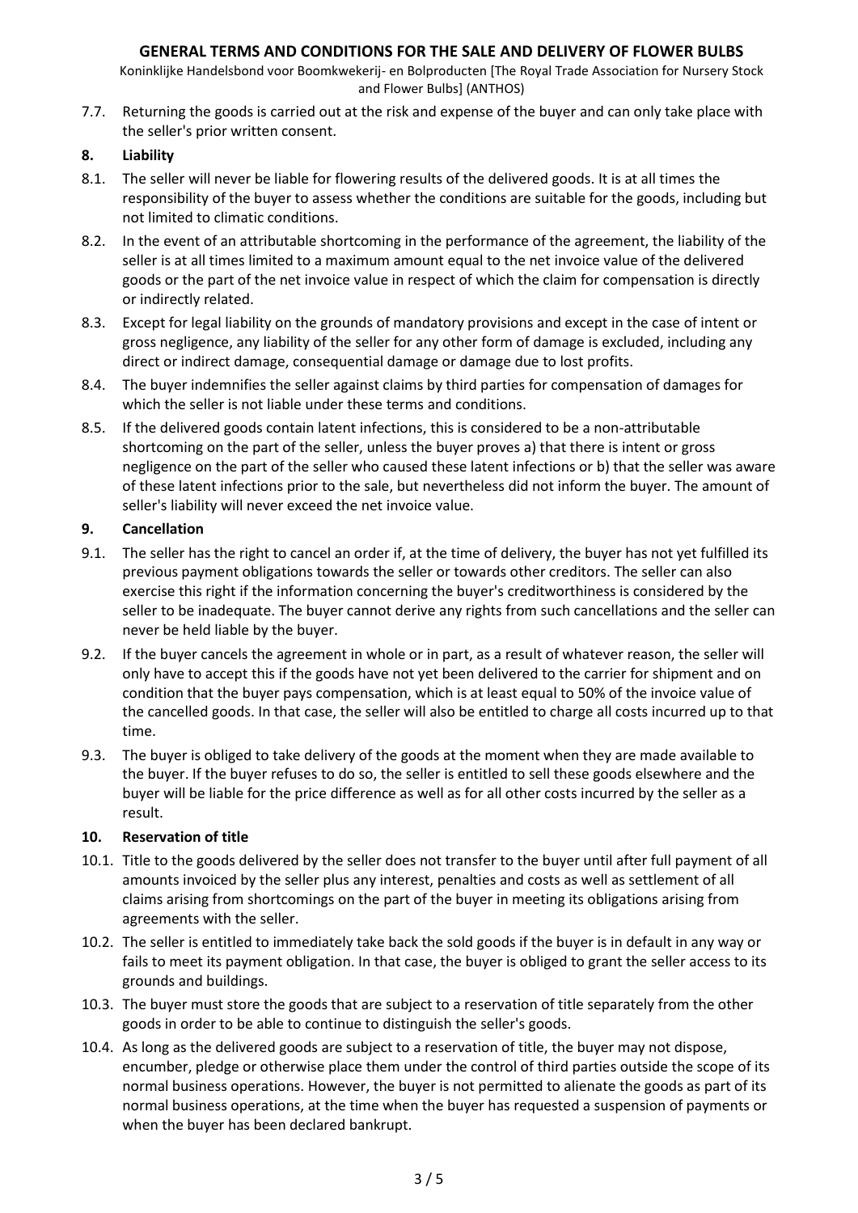7.7. Returning the goods is carried out at the risk and expense of the buyer and can only take place with the seller's prior written consent.

## 8. Liability

8.1. The seller will never be liable for flowering results of the delivered goods. It is at all times the responsibility of the buyer to assess whether the conditions are suitable for the goods, including but not limited to climatic conditions.

8.2. In the event of an attributable shortcoming in the performance of the agreement, the liability of the seller is at all times limited to a maximum amount equal to the net invoice value of the delivered goods or the part of the net invoice value in respect of which the claim for compensation is directly or indirectly related.

8.3. Except for legal liability on the grounds of mandatory provisions and except in the case of intent or gross negligence, any liability of the seller for any other form of damage is excluded, including any direct or indirect damage, consequential damage or damage due to lost profits.

8.4. The buyer indemnifies the seller against claims by third parties for compensation of damages for which the seller is not liable under these terms and conditions.

8.5. If the delivered goods contain latent infections, this is considered to be a non-attributable shortcoming on the part of the seller, unless the buyer proves a) that there is intent or gross negligence on the part of the seller who caused these latent infections or b) that the seller was aware of these latent infections prior to the sale, but nevertheless did not inform the buyer. The amount of seller's liability will never exceed the net invoice value.

## 9. Cancellation

9.1. The seller has the right to cancel an order if, at the time of delivery, the buyer has not yet fulfilled its previous payment obligations towards the seller or towards other creditors. The seller can also exercise this right if the information concerning the buyer's creditworthiness is considered by the seller to be inadequate. The buyer cannot derive any rights from such cancellations and the seller can never be held liable by the buyer.

9.2. If the buyer cancels the agreement in whole or in part, as a result of whatever reason, the seller will only have to accept this if the goods have not yet been delivered to the carrier for shipment and on condition that the buyer pays compensation, which is at least equal to 50% of the invoice value of the cancelled goods. In that case, the seller will also be entitled to charge all costs incurred up to that time.

9.3. The buyer is obliged to take delivery of the goods at the moment when they are made available to the buyer. If the buyer refuses to do so, the seller is entitled to sell these goods elsewhere and the buyer will be liable for the price difference as well as for all other costs incurred by the seller as a result.

## 10. Reservation of title

10.1. Title to the goods delivered by the seller does not transfer to the buyer until after full payment of all amounts invoiced by the seller plus any interest, penalties and costs as well as settlement of all claims arising from shortcomings on the part of the buyer in meeting its obligations arising from agreements with the seller.

10.2. The seller is entitled to immediately take back the sold goods if the buyer is in default in any way or fails to meet its payment obligation. In that case, the buyer is obliged to grant the seller access to its grounds and buildings.

10.3. The buyer must store the goods that are subject to a reservation of title separately from the other goods in order to be able to continue to distinguish the seller's goods.

10.4. As long as the delivered goods are subject to a reservation of title, the buyer may not dispose, encumber, pledge or otherwise place them under the control of third parties outside the scope of its normal business operations. However, the buyer is not permitted to alienate the goods as part of its normal business operations, at the time when the buyer has requested a suspension of payments or when the buyer has been declared bankrupt.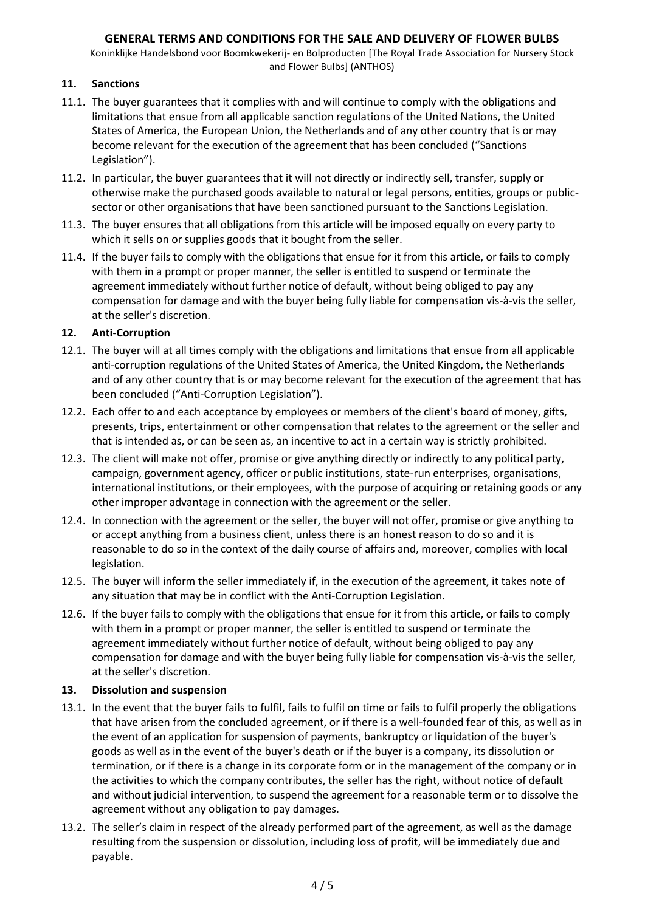## 11. Sanctions

11.1. The buyer guarantees that it complies with and will continue to comply with the obligations and limitations that ensue from all applicable sanction regulations of the United Nations, the United States of America, the European Union, the Netherlands and of any other country that is or may become relevant for the execution of the agreement that has been concluded ("Sanctions Legislation").

11.2. In particular, the buyer guarantees that it will not directly or indirectly sell, transfer, supply or otherwise make the purchased goods available to natural or legal persons, entities, groups or public-sector or other organisations that have been sanctioned pursuant to the Sanctions Legislation.

11.3. The buyer ensures that all obligations from this article will be imposed equally on every party to which it sells on or supplies goods that it bought from the seller.

11.4. If the buyer fails to comply with the obligations that ensue for it from this article, or fails to comply with them in a prompt or proper manner, the seller is entitled to suspend or terminate the agreement immediately without further notice of default, without being obliged to pay any compensation for damage and with the buyer being fully liable for compensation vis-à-vis the seller, at the seller's discretion.

## 12. Anti-Corruption

12.1. The buyer will at all times comply with the obligations and limitations that ensue from all applicable anti-corruption regulations of the United States of America, the United Kingdom, the Netherlands and of any other country that is or may become relevant for the execution of the agreement that has been concluded ("Anti-Corruption Legislation").

12.2. Each offer to and each acceptance by employees or members of the client's board of money, gifts, presents, trips, entertainment or other compensation that relates to the agreement or the seller and that is intended as, or can be seen as, an incentive to act in a certain way is strictly prohibited.

12.3. The client will make not offer, promise or give anything directly or indirectly to any political party, campaign, government agency, officer or public institutions, state-run enterprises, organisations, international institutions, or their employees, with the purpose of acquiring or retaining goods or any other improper advantage in connection with the agreement or the seller.

12.4. In connection with the agreement or the seller, the buyer will not offer, promise or give anything to or accept anything from a business client, unless there is an honest reason to do so and it is reasonable to do so in the context of the daily course of affairs and, moreover, complies with local legislation.

12.5. The buyer will inform the seller immediately if, in the execution of the agreement, it takes note of any situation that may be in conflict with the Anti-Corruption Legislation.

12.6. If the buyer fails to comply with the obligations that ensue for it from this article, or fails to comply with them in a prompt or proper manner, the seller is entitled to suspend or terminate the agreement immediately without further notice of default, without being obliged to pay any compensation for damage and with the buyer being fully liable for compensation vis-à-vis the seller, at the seller's discretion.

## 13. Dissolution and suspension

13.1. In the event that the buyer fails to fulfil, fails to fulfil on time or fails to fulfil properly the obligations that have arisen from the concluded agreement, or if there is a well-founded fear of this, as well as in the event of an application for suspension of payments, bankruptcy or liquidation of the buyer's goods as well as in the event of the buyer's death or if the buyer is a company, its dissolution or termination, or if there is a change in its corporate form or in the management of the company or in the activities to which the company contributes, the seller has the right, without notice of default and without judicial intervention, to suspend the agreement for a reasonable term or to dissolve the agreement without any obligation to pay damages.

13.2. The seller's claim in respect of the already performed part of the agreement, as well as the damage resulting from the suspension or dissolution, including loss of profit, will be immediately due and payable.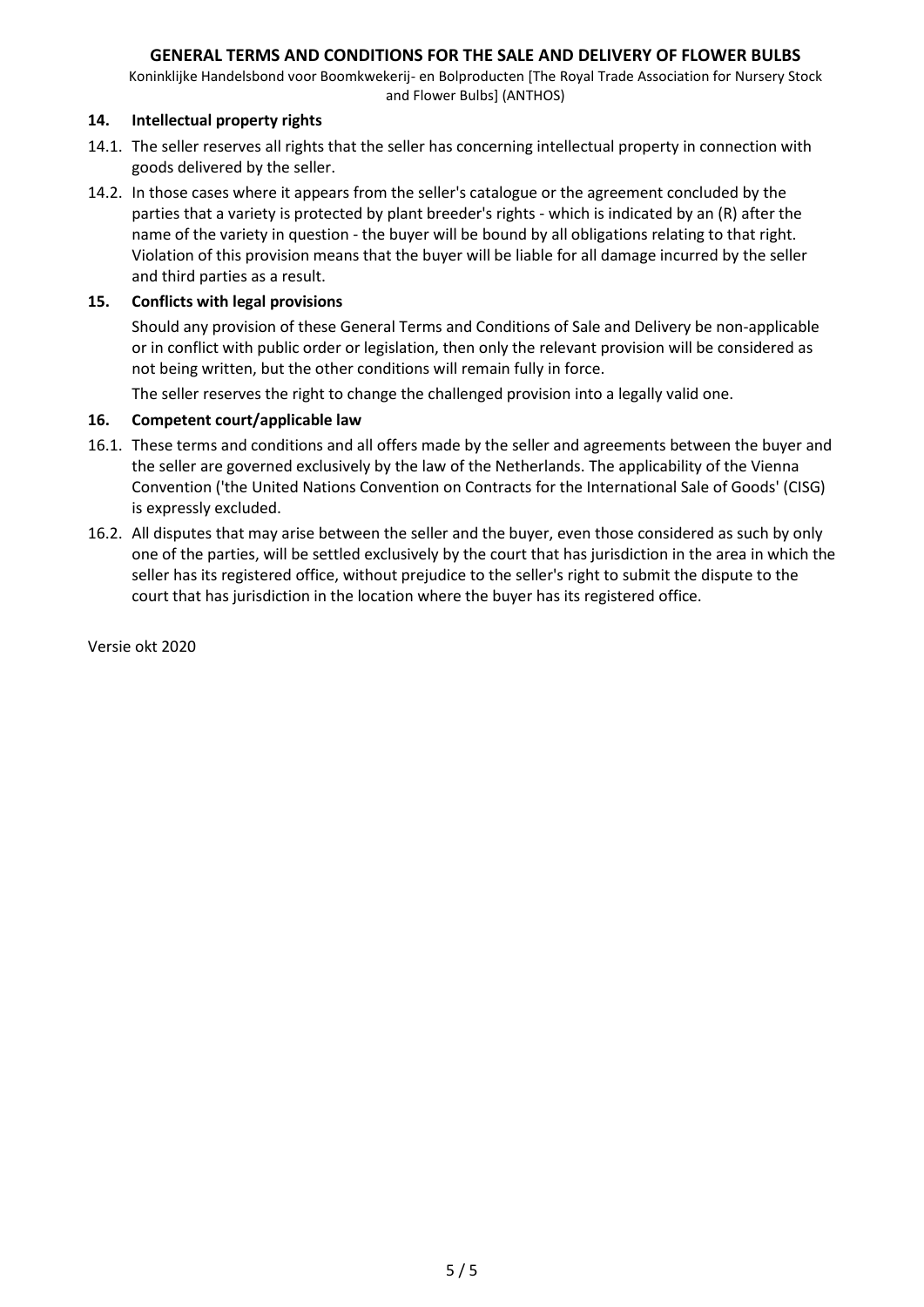## 14. Intellectual property rights

14.1. The seller reserves all rights that the seller has concerning intellectual property in connection with goods delivered by the seller.

14.2. In those cases where it appears from the seller's catalogue or the agreement concluded by the parties that a variety is protected by plant breeder's rights - which is indicated by an (R) after the name of the variety in question - the buyer will be bound by all obligations relating to that right. Violation of this provision means that the buyer will be liable for all damage incurred by the seller and third parties as a result.

## 15. Conflicts with legal provisions

Should any provision of these General Terms and Conditions of Sale and Delivery be non-applicable or in conflict with public order or legislation, then only the relevant provision will be considered as not being written, but the other conditions will remain fully in force.

The seller reserves the right to change the challenged provision into a legally valid one.

## 16. Competent court/applicable law

16.1. These terms and conditions and all offers made by the seller and agreements between the buyer and the seller are governed exclusively by the law of the Netherlands. The applicability of the Vienna Convention ('the United Nations Convention on Contracts for the International Sale of Goods' (CISG) is expressly excluded.

16.2. All disputes that may arise between the seller and the buyer, even those considered as such by only one of the parties, will be settled exclusively by the court that has jurisdiction in the area in which the seller has its registered office, without prejudice to the seller's right to submit the dispute to the court that has jurisdiction in the location where the buyer has its registered office.

Versie okt 2020